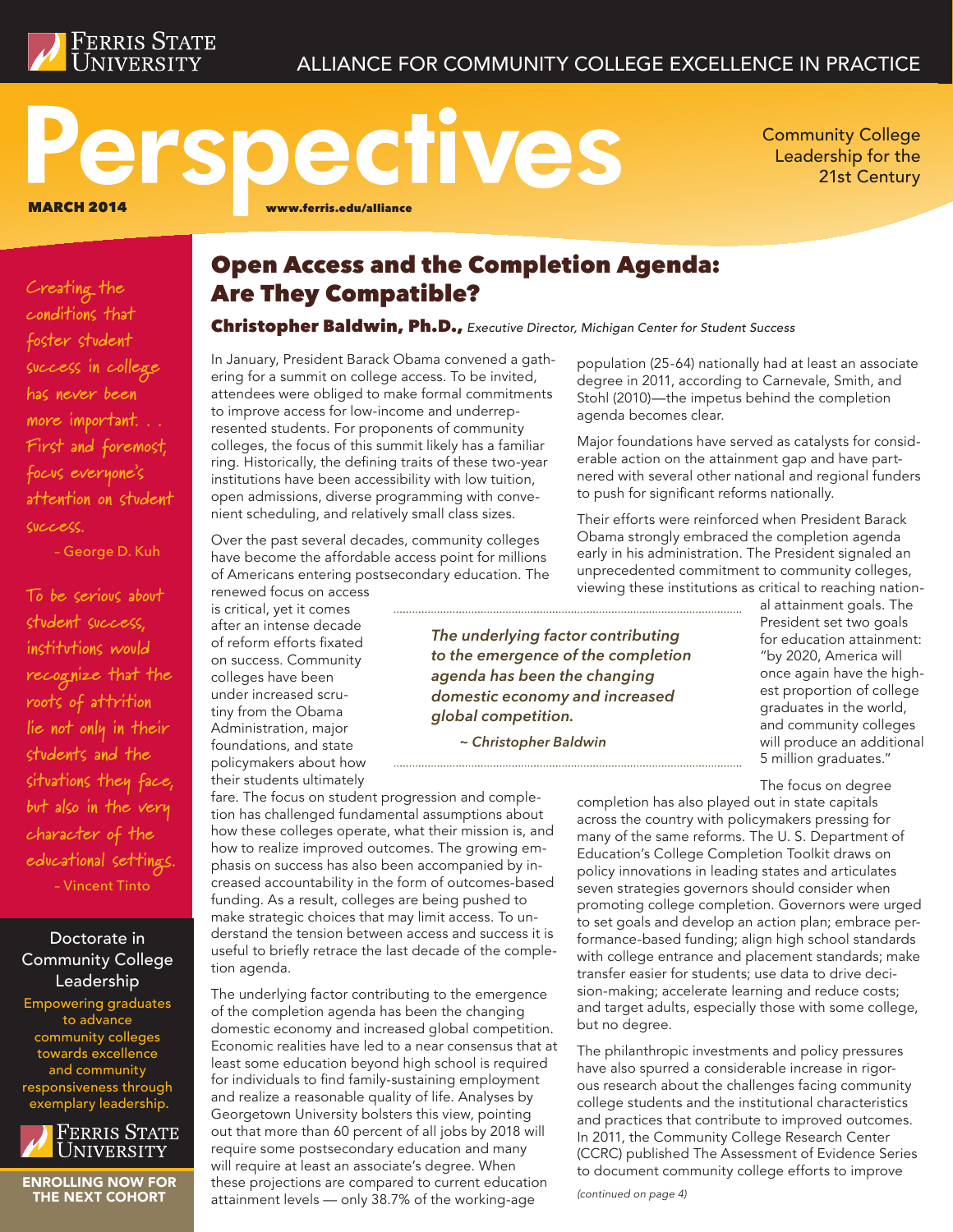Ferris State University

ALLIANCE FOR COMMUNITY COLLEGE EXCELLENCE IN PRACTICE

# Perspectives

MARCH 2014

www.ferris.edu/alliance

Community College Leadership for the 21st Century

*Creating the conditions that foster student success in college has never been more important. . . First and foremost, focus everyone's attention on student success.*

– George D. Kuh

*To be serious about student success, institutions would recognize that the roots of attrition lie not only in their students and the situations they face, but also in the very character of the educational settings.*

– Vincent Tinto

**Doctorate in Community College Leadership**

Empowering graduates to advance community colleges towards excellence and community responsiveness through exemplary leadership.

Ferris State University

**ENROLLING NOW FOR THE NEXT COHORT**

## Open Access and the Completion Agenda: Are They Compatible?

**Christopher Baldwin, Ph.D.,** *Executive Director, Michigan Center for Student Success*

In January, President Barack Obama convened a gathering for a summit on college access. To be invited, attendees were obliged to make formal commitments to improve access for low-income and underrepresented students. For proponents of community colleges, the focus of this summit likely has a familiar ring. Historically, the defining traits of these two-year institutions have been accessibility with low tuition, open admissions, diverse programming with convenient scheduling, and relatively small class sizes.

Over the past several decades, community colleges have become the affordable access point for millions of Americans entering postsecondary education. The renewed focus on access is critical, yet it comes after an intense decade of reform efforts fixated on success. Community colleges have been under increased scrutiny from the Obama Administration, major foundations, and state policymakers about how their students ultimately fare. The focus on student progression and completion has challenged fundamental assumptions about how these colleges operate, what their mission is, and how to realize improved outcomes. The growing emphasis on success has also been accompanied by increased accountability in the form of outcomes-based funding. As a result, colleges are being pushed to make strategic choices that may limit access. To understand the tension between access and success it is useful to briefly retrace the last decade of the completion agenda.

*The underlying factor contributing to the emergence of the completion agenda has been the changing domestic economy and increased global competition.*

*~ Christopher Baldwin*

The underlying factor contributing to the emergence of the completion agenda has been the changing domestic economy and increased global competition. Economic realities have led to a near consensus that at least some education beyond high school is required for individuals to find family-sustaining employment and realize a reasonable quality of life. Analyses by Georgetown University bolsters this view, pointing out that more than 60 percent of all jobs by 2018 will require some postsecondary education and many will require at least an associate's degree. When these projections are compared to current education attainment levels — only 38.7% of the working-age population (25-64) nationally had at least an associate degree in 2011, according to Carnevale, Smith, and Stohl (2010)—the impetus behind the completion agenda becomes clear.

Major foundations have served as catalysts for considerable action on the attainment gap and have partnered with several other national and regional funders to push for significant reforms nationally.

Their efforts were reinforced when President Barack Obama strongly embraced the completion agenda early in his administration. The President signaled an unprecedented commitment to community colleges, viewing these institutions as critical to reaching national attainment goals. The President set two goals for education attainment: "by 2020, America will once again have the highest proportion of college graduates in the world, and community colleges will produce an additional 5 million graduates."

The focus on degree completion has also played out in state capitals across the country with policymakers pressing for many of the same reforms. The U. S. Department of Education's College Completion Toolkit draws on policy innovations in leading states and articulates seven strategies governors should consider when promoting college completion. Governors were urged to set goals and develop an action plan; embrace performance-based funding; align high school standards with college entrance and placement standards; make transfer easier for students; use data to drive decision-making; accelerate learning and reduce costs; and target adults, especially those with some college, but no degree.

The philanthropic investments and policy pressures have also spurred a considerable increase in rigorous research about the challenges facing community college students and the institutional characteristics and practices that contribute to improved outcomes. In 2011, the Community College Research Center (CCRC) published The Assessment of Evidence Series to document community college efforts to improve

*(continued on page 4)*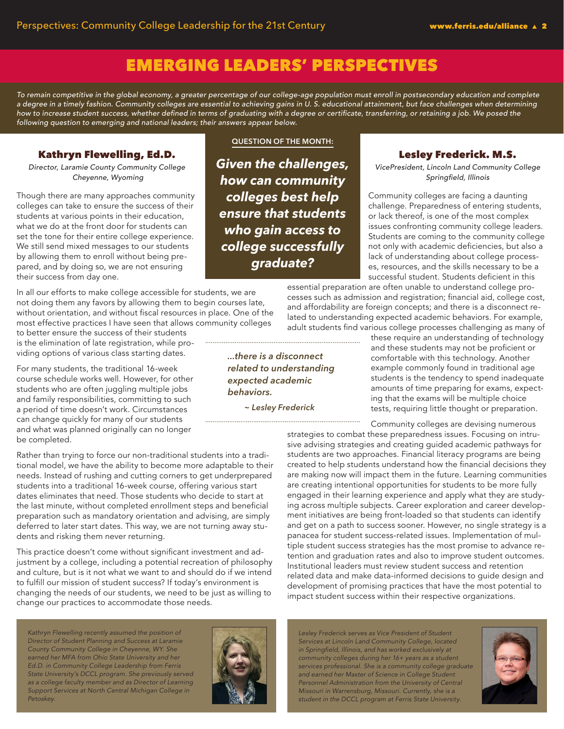# EMERGING LEADERS' PERSPECTIVES

*To remain competitive in the global economy, a greater percentage of our college-age population must enroll in postsecondary education and complete a degree in a timely fashion. Community colleges are essential to achieving gains in U. S. educational attainment, but face challenges when determining how to increase student success, whether defined in terms of graduating with a degree or certificate, transferring, or retaining a job. We posed the following question to emerging and national leaders; their answers appear below.*

**QUESTION OF THE MONTH:**

***Given the challenges, how can community colleges best help ensure that students who gain access to college successfully graduate?***

## Kathryn Flewelling, Ed.D.

*Director, Laramie County Community College*
*Cheyenne, Wyoming*

Though there are many approaches community colleges can take to ensure the success of their students at various points in their education, what we do at the front door for students can set the tone for their entire college experience. We still send mixed messages to our students by allowing them to enroll without being prepared, and by doing so, we are not ensuring their success from day one.

In all our efforts to make college accessible for students, we are not doing them any favors by allowing them to begin courses late, without orientation, and without fiscal resources in place. One of the most effective practices I have seen that allows community colleges to better ensure the success of their students is the elimination of late registration, while providing options of various class starting dates.

For many students, the traditional 16-week course schedule works well. However, for other students who are often juggling multiple jobs and family responsibilities, committing to such a period of time doesn't work. Circumstances can change quickly for many of our students and what was planned originally can no longer be completed.

Rather than trying to force our non-traditional students into a traditional model, we have the ability to become more adaptable to their needs. Instead of rushing and cutting corners to get underprepared students into a traditional 16-week course, offering various start dates eliminates that need. Those students who decide to start at the last minute, without completed enrollment steps and beneficial preparation such as mandatory orientation and advising, are simply deferred to later start dates. This way, we are not turning away students and risking them never returning.

This practice doesn't come without significant investment and adjustment by a college, including a potential recreation of philosophy and culture, but is it not what we want to and should do if we intend to fulfill our mission of student success? If today's environment is changing the needs of our students, we need to be just as willing to change our practices to accommodate those needs.

*Kathryn Flewelling recently assumed the position of Director of Student Planning and Success at Laramie County Community College in Cheyenne, WY. She earned her MFA from Ohio State University and her Ed.D. in Community College Leadership from Ferris State University's DCCL program. She previously served as a college faculty member and as Director of Learning Support Services at North Central Michigan College in Petoskey.*

## Lesley Frederick. M.S.

*VicePresident, Lincoln Land Community College*
*Springfield, Illinois*

Community colleges are facing a daunting challenge. Preparedness of entering students, or lack thereof, is one of the most complex issues confronting community college leaders. Students are coming to the community college not only with academic deficiencies, but also a lack of understanding about college processes, resources, and the skills necessary to be a successful student. Students deficient in this essential preparation are often unable to understand college processes such as admission and registration; financial aid, college cost, and affordability are foreign concepts; and there is a disconnect related to understanding expected academic behaviors. For example, adult students find various college processes challenging as many of these require an understanding of technology and these students may not be proficient or comfortable with this technology. Another example commonly found in traditional age students is the tendency to spend inadequate amounts of time preparing for exams, expecting that the exams will be multiple choice tests, requiring little thought or preparation.

> *...there is a disconnect related to understanding expected academic behaviors.*
>
> *~ Lesley Frederick*

Community colleges are devising numerous strategies to combat these preparedness issues. Focusing on intrusive advising strategies and creating guided academic pathways for students are two approaches. Financial literacy programs are being created to help students understand how the financial decisions they are making now will impact them in the future. Learning communities are creating intentional opportunities for students to be more fully engaged in their learning experience and apply what they are studying across multiple subjects. Career exploration and career development initiatives are being front-loaded so that students can identify and get on a path to success sooner. However, no single strategy is a panacea for student success-related issues. Implementation of multiple student success strategies has the most promise to advance retention and graduation rates and also to improve student outcomes. Institutional leaders must review student success and retention related data and make data-informed decisions to guide design and development of promising practices that have the most potential to impact student success within their respective organizations.

*Lesley Frederick serves as Vice President of Student Services at Lincoln Land Community College, located in Springfield, Illinois, and has worked exclusively at community colleges during her 16+ years as a student services professional. She is a community college graduate and earned her Master of Science in College Student Personnel Administration from the University of Central Missouri in Warrensburg, Missouri. Currently, she is a student in the DCCL program at Ferris State University.*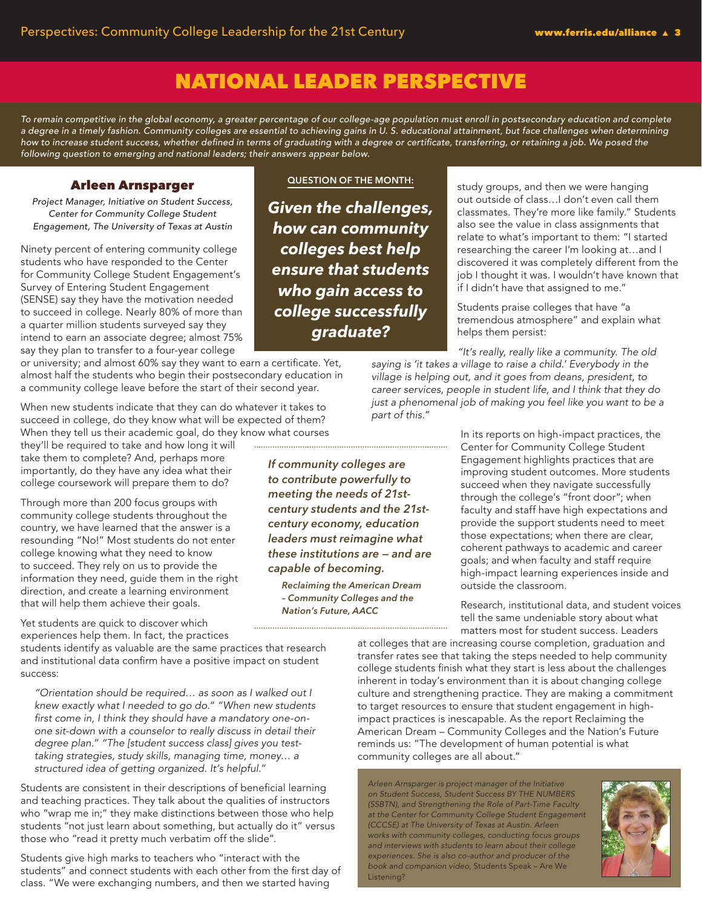# NATIONAL LEADER PERSPECTIVE

*To remain competitive in the global economy, a greater percentage of our college-age population must enroll in postsecondary education and complete a degree in a timely fashion. Community colleges are essential to achieving gains in U. S. educational attainment, but face challenges when determining how to increase student success, whether defined in terms of graduating with a degree or certificate, transferring, or retaining a job. We posed the following question to emerging and national leaders; their answers appear below.*

**QUESTION OF THE MONTH:**

***Given the challenges, how can community colleges best help ensure that students who gain access to college successfully graduate?***

## Arleen Arnsparger

*Project Manager, Initiative on Student Success, Center for Community College Student Engagement, The University of Texas at Austin*

Ninety percent of entering community college students who have responded to the Center for Community College Student Engagement's Survey of Entering Student Engagement (SENSE) say they have the motivation needed to succeed in college. Nearly 80% of more than a quarter million students surveyed say they intend to earn an associate degree; almost 75% say they plan to transfer to a four-year college or university; and almost 60% say they want to earn a certificate. Yet, almost half the students who begin their postsecondary education in a community college leave before the start of their second year.

When new students indicate that they can do whatever it takes to succeed in college, do they know what will be expected of them? When they tell us their academic goal, do they know what courses they'll be required to take and how long it will take them to complete? And, perhaps more importantly, do they have any idea what their college coursework will prepare them to do?

Through more than 200 focus groups with community college students throughout the country, we have learned that the answer is a resounding "No!" Most students do not enter college knowing what they need to know to succeed. They rely on us to provide the information they need, guide them in the right direction, and create a learning environment that will help them achieve their goals.

Yet students are quick to discover which experiences help them. In fact, the practices students identify as valuable are the same practices that research and institutional data confirm have a positive impact on student success:

> *"Orientation should be required… as soon as I walked out I knew exactly what I needed to go do." "When new students first come in, I think they should have a mandatory one-on-one sit-down with a counselor to really discuss in detail their degree plan." "The [student success class] gives you test-taking strategies, study skills, managing time, money… a structured idea of getting organized. It's helpful."*

Students are consistent in their descriptions of beneficial learning and teaching practices. They talk about the qualities of instructors who "wrap me in;" they make distinctions between those who help students "not just learn about something, but actually do it" versus those who "read it pretty much verbatim off the slide".

Students give high marks to teachers who "interact with the students" and connect students with each other from the first day of class. "We were exchanging numbers, and then we started having study groups, and then we were hanging out outside of class…I don't even call them classmates. They're more like family." Students also see the value in class assignments that relate to what's important to them: "I started researching the career I'm looking at…and I discovered it was completely different from the job I thought it was. I wouldn't have known that if I didn't have that assigned to me."

Students praise colleges that have "a tremendous atmosphere" and explain what helps them persist:

> *"It's really, really like a community. The old saying is 'it takes a village to raise a child.' Everybody in the village is helping out, and it goes from deans, president, to career services, people in student life, and I think that they do just a phenomenal job of making you feel like you want to be a part of this."*

> ***If community colleges are to contribute powerfully to meeting the needs of 21st-century students and the 21st-century economy, education leaders must reimagine what these institutions are — and are capable of becoming.***
>
> ***Reclaiming the American Dream – Community Colleges and the Nation's Future, AACC***

In its reports on high-impact practices, the Center for Community College Student Engagement highlights practices that are improving student outcomes. More students succeed when they navigate successfully through the college's "front door"; when faculty and staff have high expectations and provide the support students need to meet those expectations; when there are clear, coherent pathways to academic and career goals; and when faculty and staff require high-impact learning experiences inside and outside the classroom.

Research, institutional data, and student voices tell the same undeniable story about what matters most for student success. Leaders at colleges that are increasing course completion, graduation and transfer rates see that taking the steps needed to help community college students finish what they start is less about the challenges inherent in today's environment than it is about changing college culture and strengthening practice. They are making a commitment to target resources to ensure that student engagement in high-impact practices is inescapable. As the report Reclaiming the American Dream – Community Colleges and the Nation's Future reminds us: "The development of human potential is what community colleges are all about."

*Arleen Arnsparger is project manager of the Initiative on Student Success, Student Success BY THE NUMBERS (SSBTN), and Strengthening the Role of Part-Time Faculty at the Center for Community College Student Engagement (CCCSE) at The University of Texas at Austin. Arleen works with community colleges, conducting focus groups and interviews with students to learn about their college experiences. She is also co-author and producer of the book and companion video,* Students Speak – Are We Listening?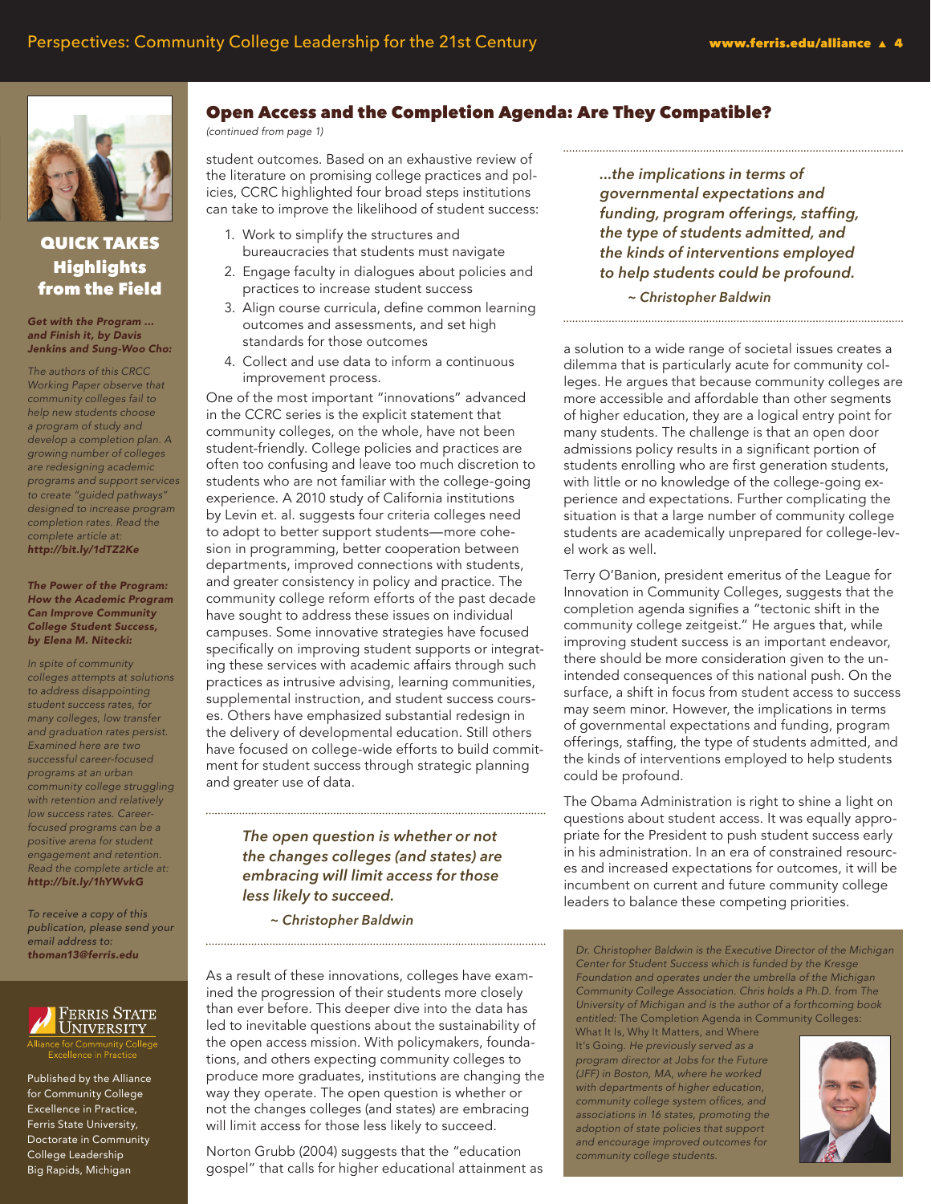## Open Access and the Completion Agenda: Are They Compatible?

*(continued from page 1)*

student outcomes. Based on an exhaustive review of the literature on promising college practices and policies, CCRC highlighted four broad steps institutions can take to improve the likelihood of student success:

1. Work to simplify the structures and bureaucracies that students must navigate
2. Engage faculty in dialogues about policies and practices to increase student success
3. Align course curricula, define common learning outcomes and assessments, and set high standards for those outcomes
4. Collect and use data to inform a continuous improvement process.

One of the most important "innovations" advanced in the CCRC series is the explicit statement that community colleges, on the whole, have not been student-friendly. College policies and practices are often too confusing and leave too much discretion to students who are not familiar with the college-going experience. A 2010 study of California institutions by Levin et. al. suggests four criteria colleges need to adopt to better support students—more cohesion in programming, better cooperation between departments, improved connections with students, and greater consistency in policy and practice. The community college reform efforts of the past decade have sought to address these issues on individual campuses. Some innovative strategies have focused specifically on improving student supports or integrating these services with academic affairs through such practices as intrusive advising, learning communities, supplemental instruction, and student success courses. Others have emphasized substantial redesign in the delivery of developmental education. Still others have focused on college-wide efforts to build commitment for student success through strategic planning and greater use of data.

> *The open question is whether or not the changes colleges (and states) are embracing will limit access for those less likely to succeed.*
>
> *~ Christopher Baldwin*

As a result of these innovations, colleges have examined the progression of their students more closely than ever before. This deeper dive into the data has led to inevitable questions about the sustainability of the open access mission. With policymakers, foundations, and others expecting community colleges to produce more graduates, institutions are changing the way they operate. The open question is whether or not the changes colleges (and states) are embracing will limit access for those less likely to succeed.

Norton Grubb (2004) suggests that the "education gospel" that calls for higher educational attainment as a solution to a wide range of societal issues creates a dilemma that is particularly acute for community colleges. He argues that because community colleges are more accessible and affordable than other segments of higher education, they are a logical entry point for many students. The challenge is that an open door admissions policy results in a significant portion of students enrolling who are first generation students, with little or no knowledge of the college-going experience and expectations. Further complicating the situation is that a large number of community college students are academically unprepared for college-level work as well.

> *...the implications in terms of governmental expectations and funding, program offerings, staffing, the type of students admitted, and the kinds of interventions employed to help students could be profound.*
>
> *~ Christopher Baldwin*

Terry O'Banion, president emeritus of the League for Innovation in Community Colleges, suggests that the completion agenda signifies a "tectonic shift in the community college zeitgeist." He argues that, while improving student success is an important endeavor, there should be more consideration given to the unintended consequences of this national push. On the surface, a shift in focus from student access to success may seem minor. However, the implications in terms of governmental expectations and funding, program offerings, staffing, the type of students admitted, and the kinds of interventions employed to help students could be profound.

The Obama Administration is right to shine a light on questions about student access. It was equally appropriate for the President to push student success early in his administration. In an era of constrained resources and increased expectations for outcomes, it will be incumbent on current and future community college leaders to balance these competing priorities.

*Dr. Christopher Baldwin is the Executive Director of the Michigan Center for Student Success which is funded by the Kresge Foundation and operates under the umbrella of the Michigan Community College Association. Chris holds a Ph.D. from The University of Michigan and is the author of a forthcoming book entitled:* The Completion Agenda in Community Colleges: What It Is, Why It Matters, and Where It's Going. *He previously served as a program director at Jobs for the Future (JFF) in Boston, MA, where he worked with departments of higher education, community college system offices, and associations in 16 states, promoting the adoption of state policies that support and encourage improved outcomes for community college students.*

---

## QUICK TAKES Highlights from the Field

***Get with the Program … and Finish it, by Davis Jenkins and Sung-Woo Cho:***

*The authors of this CRCC Working Paper observe that community colleges fail to help new students choose a program of study and develop a completion plan. A growing number of colleges are redesigning academic programs and support services to create "guided pathways" designed to increase program completion rates. Read the complete article at:* ***http://bit.ly/1dTZ2Ke***

***The Power of the Program: How the Academic Program Can Improve Community College Student Success, by Elena M. Nitecki:***

*In spite of community colleges attempts at solutions to address disappointing student success rates, for many colleges, low transfer and graduation rates persist. Examined here are two successful career-focused programs at an urban community college struggling with retention and relatively low success rates. Career-focused programs can be a positive arena for student engagement and retention. Read the complete article at:* ***http://bit.ly/1hYWvkG***

*To receive a copy of this publication, please send your email address to:* ***thoman13@ferris.edu***

Ferris State University
Alliance for Community College Excellence in Practice

Published by the Alliance for Community College Excellence in Practice, Ferris State University, Doctorate in Community College Leadership
Big Rapids, Michigan